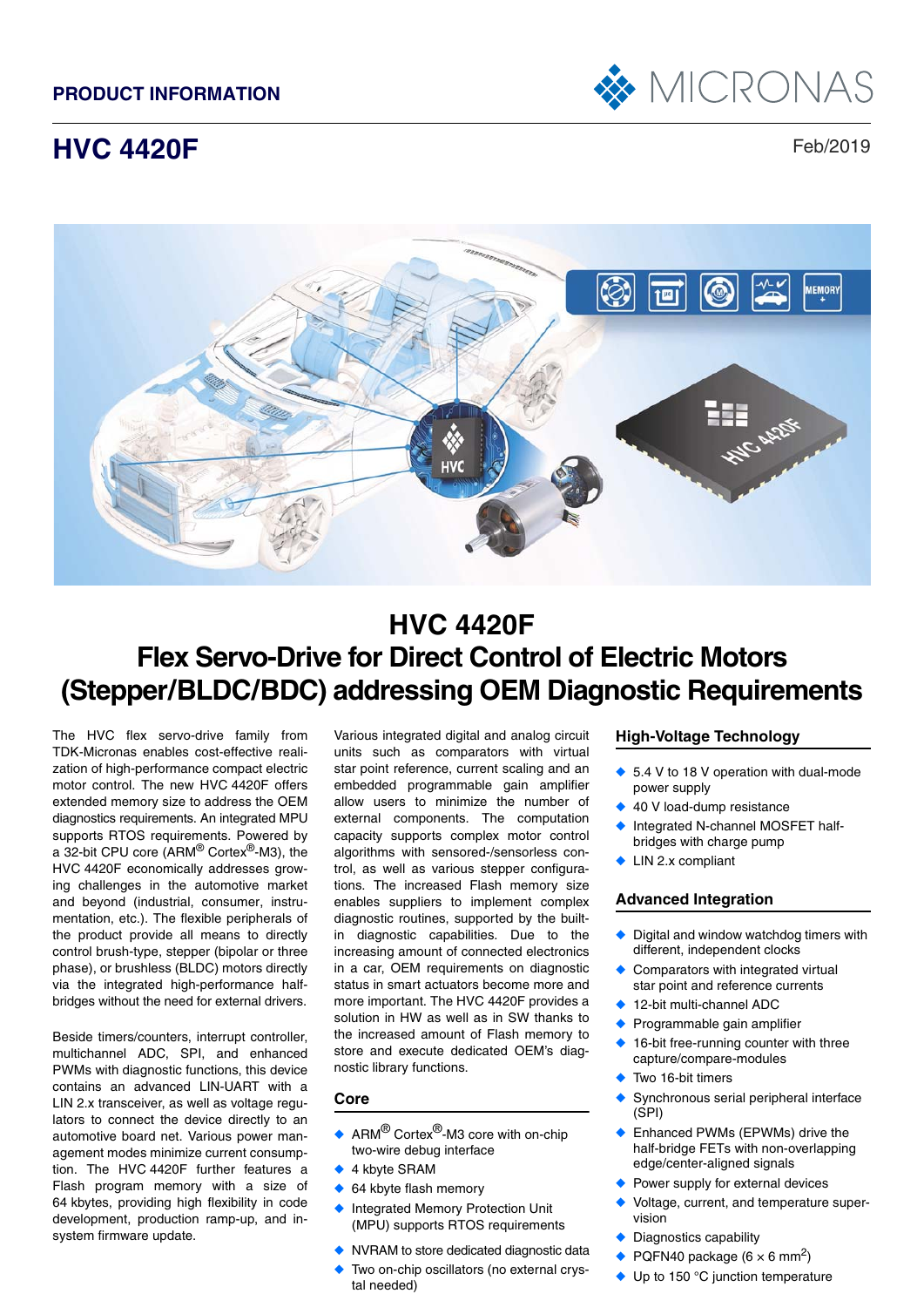PRODUCT INFORMATION

# HVC 4420F

Feb/2019

## HVC 4420F
## Flex Servo-Drive for Direct Control of Electric Motors (Stepper/BLDC/BDC) addressing OEM Diagnostic Requirements

The HVC flex servo-drive family from TDK-Micronas enables cost-effective realization of high-performance compact electric motor control. The new HVC 4420F offers extended memory size to address the OEM diagnostics requirements. An integrated MPU supports RTOS requirements. Powered by a 32-bit CPU core (ARM® Cortex®-M3), the HVC 4420F economically addresses growing challenges in the automotive market and beyond (industrial, consumer, instrumentation, etc.). The flexible peripherals of the product provide all means to directly control brush-type, stepper (bipolar or three phase), or brushless (BLDC) motors directly via the integrated high-performance half-bridges without the need for external drivers.

Beside timers/counters, interrupt controller, multichannel ADC, SPI, and enhanced PWMs with diagnostic functions, this device contains an advanced LIN-UART with a LIN 2.x transceiver, as well as voltage regulators to connect the device directly to an automotive board net. Various power management modes minimize current consumption. The HVC 4420F further features a Flash program memory with a size of 64 kbytes, providing high flexibility in code development, production ramp-up, and in-system firmware update.

Various integrated digital and analog circuit units such as comparators with virtual star point reference, current scaling and an embedded programmable gain amplifier allow users to minimize the number of external components. The computation capacity supports complex motor control algorithms with sensored-/sensorless control, as well as various stepper configurations. The increased Flash memory size enables suppliers to implement complex diagnostic routines, supported by the built-in diagnostic capabilities. Due to the increasing amount of connected electronics in a car, OEM requirements on diagnostic status in smart actuators become more and more important. The HVC 4420F provides a solution in HW as well as in SW thanks to the increased amount of Flash memory to store and execute dedicated OEM's diagnostic library functions.

### Core

- ARM® Cortex®-M3 core with on-chip two-wire debug interface
- 4 kbyte SRAM
- 64 kbyte flash memory
- Integrated Memory Protection Unit (MPU) supports RTOS requirements
- NVRAM to store dedicated diagnostic data
- Two on-chip oscillators (no external crystal needed)

### High-Voltage Technology

- 5.4 V to 18 V operation with dual-mode power supply
- 40 V load-dump resistance
- Integrated N-channel MOSFET half-bridges with charge pump
- LIN 2.x compliant

### Advanced Integration

- Digital and window watchdog timers with different, independent clocks
- Comparators with integrated virtual star point and reference currents
- 12-bit multi-channel ADC
- Programmable gain amplifier
- 16-bit free-running counter with three capture/compare-modules
- Two 16-bit timers
- Synchronous serial peripheral interface (SPI)
- Enhanced PWMs (EPWMs) drive the half-bridge FETs with non-overlapping edge/center-aligned signals
- Power supply for external devices
- Voltage, current, and temperature supervision
- Diagnostics capability
- PQFN40 package (6 × 6 mm$^2$)
- Up to 150 °C junction temperature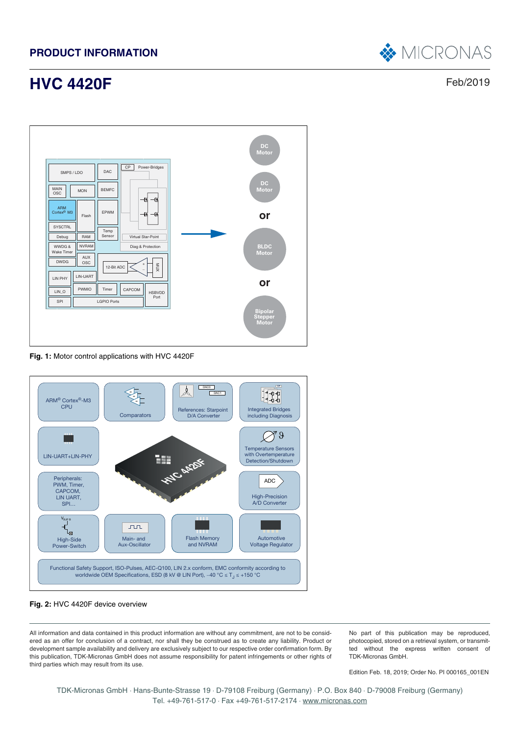## PRODUCT INFORMATION

# HVC 4420F

Feb/2019

SMPS / LDO
DAC
CP
Power-Bridges
MAIN OSC
MON
BEMFC
ARM Cortex® M3
Flash
EPWM
SYSCTRL
Temp Sensor
Debug
RAM
Virtual Star-Point
WWDG & Wake Timer
NVRAM
Diag & Protection
DWDG
AUX OSC
12-Bit ADC
MUX
LIN PHY
LIN-UART
LIN_O
PWMIO
Timer
CAPCOM
HSBVDD Port
SPI
LGPIO Ports

DC Motor
DC Motor
or
BLDC Motor
or
Bipolar Stepper Motor

**Fig. 1:** Motor control applications with HVC 4420F

ARM® Cortex®-M3 CPU
Comparators
DAC0
DAC1
References: Starpoint D/A Converter
CP
Integrated Bridges including Diagnosis
LIN-UART+LIN-PHY
HVC 4420F
Temperature Sensors with Overtemperature Detection/Shutdown
Peripherals: PWM, Timer, CAPCOM, LIN UART, SPI…
ADC
High-Precision A/D Converter
$V_{SUP\,B}$
High-Side Power-Switch
Main- and Aux-Oscillator
Flash Memory and NVRAM
Automotive Voltage Regulator

Functional Safety Support, ISO-Pulses, AEC-Q100, LIN 2.x conform, EMC conformity according to worldwide OEM Specifications, ESD (8 kV @ LIN Port), –40 °C ≤ $T_J$ ≤ +150 °C

**Fig. 2:** HVC 4420F device overview

All information and data contained in this product information are without any commitment, are not to be considered as an offer for conclusion of a contract, nor shall they be construed as to create any liability. Product or development sample availability and delivery are exclusively subject to our respective order confirmation form. By this publication, TDK-Micronas GmbH does not assume responsibility for patent infringements or other rights of third parties which may result from its use.

No part of this publication may be reproduced, photocopied, stored on a retrieval system, or transmitted without the express written consent of TDK-Micronas GmbH.

Edition Feb. 18, 2019; Order No. PI 000165_001EN

TDK-Micronas GmbH · Hans-Bunte-Strasse 19 · D-79108 Freiburg (Germany) · P.O. Box 840 · D-79008 Freiburg (Germany)
Tel. +49-761-517-0 · Fax +49-761-517-2174 · www.micronas.com